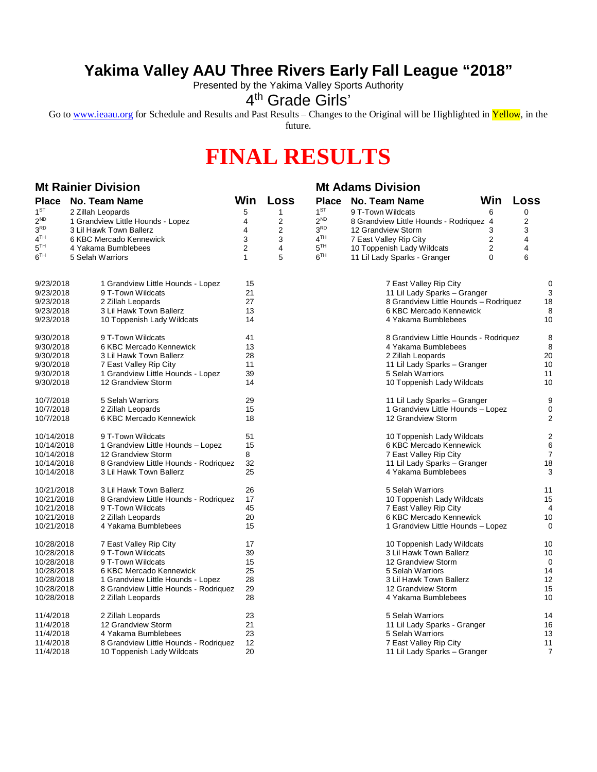# Yakima Valley AAU Three Rivers Early Fall League "2018"

Presented by the Yakima Valley Sports Authority

4th Grade Girls'

Go to www.ieaau.org for Schedule and Results and Past Results – Changes to the Original will be Highlighted in Yellow, in the future.

# FINAL RESULTS

## Mt Rainier Division

| Place | No. Team Name | Win | Loss |
|---|---|---|---|
| 1ST | 2 Zillah Leopards | 5 | 1 |
| 2ND | 1 Grandview Little Hounds - Lopez | 4 | 2 |
| 3RD | 3 Lil Hawk Town Ballerz | 4 | 2 |
| 4TH | 6 KBC Mercado Kennewick | 3 | 3 |
| 5TH | 4 Yakama Bumblebees | 2 | 4 |
| 6TH | 5 Selah Warriors | 1 | 5 |

## Mt Adams Division

| Place | No. Team Name | Win | Loss |
|---|---|---|---|
| 1ST | 9 T-Town Wildcats | 6 | 0 |
| 2ND | 8 Grandview Little Hounds - Rodriquez | 4 | 2 |
| 3RD | 12 Grandview Storm | 3 | 3 |
| 4TH | 7 East Valley Rip City | 2 | 4 |
| 5TH | 10 Toppenish Lady Wildcats | 2 | 4 |
| 6TH | 11 Lil Lady Sparks - Granger | 0 | 6 |

| Date | Team | Score | Team | Score |
|---|---|---|---|---|
| 9/23/2018 | 1 Grandview Little Hounds - Lopez | 15 | 7 East Valley Rip City | 0 |
| 9/23/2018 | 9 T-Town Wildcats | 21 | 11 Lil Lady Sparks – Granger | 3 |
| 9/23/2018 | 2 Zillah Leopards | 27 | 8 Grandview Little Hounds – Rodriquez | 18 |
| 9/23/2018 | 3 Lil Hawk Town Ballerz | 13 | 6 KBC Mercado Kennewick | 8 |
| 9/23/2018 | 10 Toppenish Lady Wildcats | 14 | 4 Yakama Bumblebees | 10 |
| 9/30/2018 | 9 T-Town Wildcats | 41 | 8 Grandview Little Hounds - Rodriquez | 8 |
| 9/30/2018 | 6 KBC Mercado Kennewick | 13 | 4 Yakama Bumblebees | 8 |
| 9/30/2018 | 3 Lil Hawk Town Ballerz | 28 | 2 Zillah Leopards | 20 |
| 9/30/2018 | 7 East Valley Rip City | 11 | 11 Lil Lady Sparks – Granger | 10 |
| 9/30/2018 | 1 Grandview Little Hounds - Lopez | 39 | 5 Selah Warriors | 11 |
| 9/30/2018 | 12 Grandview Storm | 14 | 10 Toppenish Lady Wildcats | 10 |
| 10/7/2018 | 5 Selah Warriors | 29 | 11 Lil Lady Sparks – Granger | 9 |
| 10/7/2018 | 2 Zillah Leopards | 15 | 1 Grandview Little Hounds – Lopez | 0 |
| 10/7/2018 | 6 KBC Mercado Kennewick | 18 | 12 Grandview Storm | 2 |
| 10/14/2018 | 9 T-Town Wildcats | 51 | 10 Toppenish Lady Wildcats | 2 |
| 10/14/2018 | 1 Grandview Little Hounds – Lopez | 15 | 6 KBC Mercado Kennewick | 6 |
| 10/14/2018 | 12 Grandview Storm | 8 | 7 East Valley Rip City | 7 |
| 10/14/2018 | 8 Grandview Little Hounds - Rodriquez | 32 | 11 Lil Lady Sparks – Granger | 18 |
| 10/14/2018 | 3 Lil Hawk Town Ballerz | 25 | 4 Yakama Bumblebees | 3 |
| 10/21/2018 | 3 Lil Hawk Town Ballerz | 26 | 5 Selah Warriors | 11 |
| 10/21/2018 | 8 Grandview Little Hounds - Rodriquez | 17 | 10 Toppenish Lady Wildcats | 15 |
| 10/21/2018 | 9 T-Town Wildcats | 45 | 7 East Valley Rip City | 4 |
| 10/21/2018 | 2 Zillah Leopards | 20 | 6 KBC Mercado Kennewick | 10 |
| 10/21/2018 | 4 Yakama Bumblebees | 15 | 1 Grandview Little Hounds – Lopez | 0 |
| 10/28/2018 | 7 East Valley Rip City | 17 | 10 Toppenish Lady Wildcats | 10 |
| 10/28/2018 | 9 T-Town Wildcats | 39 | 3 Lil Hawk Town Ballerz | 10 |
| 10/28/2018 | 9 T-Town Wildcats | 15 | 12 Grandview Storm | 0 |
| 10/28/2018 | 6 KBC Mercado Kennewick | 25 | 5 Selah Warriors | 14 |
| 10/28/2018 | 1 Grandview Little Hounds - Lopez | 28 | 3 Lil Hawk Town Ballerz | 12 |
| 10/28/2018 | 8 Grandview Little Hounds - Rodriquez | 29 | 12 Grandview Storm | 15 |
| 10/28/2018 | 2 Zillah Leopards | 28 | 4 Yakama Bumblebees | 10 |
| 11/4/2018 | 2 Zillah Leopards | 23 | 5 Selah Warriors | 14 |
| 11/4/2018 | 12 Grandview Storm | 21 | 11 Lil Lady Sparks - Granger | 16 |
| 11/4/2018 | 4 Yakama Bumblebees | 23 | 5 Selah Warriors | 13 |
| 11/4/2018 | 8 Grandview Little Hounds - Rodriquez | 12 | 7 East Valley Rip City | 11 |
| 11/4/2018 | 10 Toppenish Lady Wildcats | 20 | 11 Lil Lady Sparks – Granger | 7 |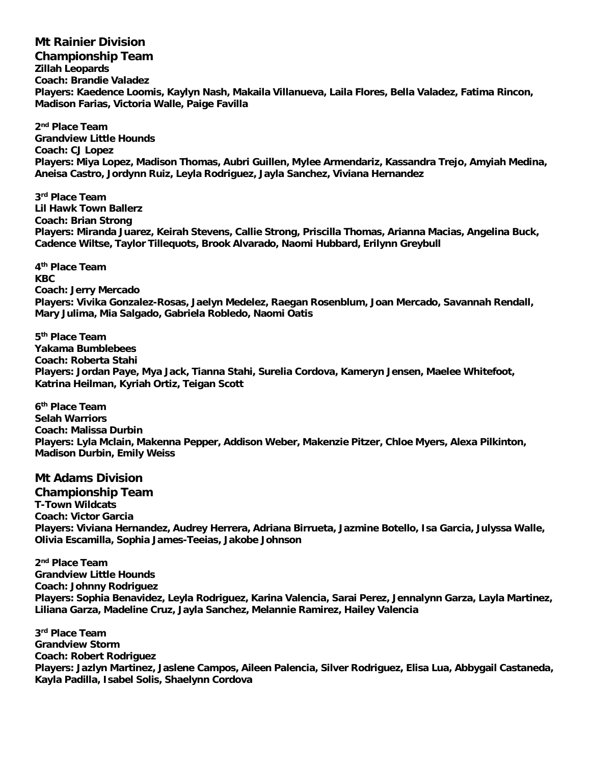## Mt Rainier Division

### Championship Team

**Zillah Leopards**
**Coach: Brandie Valadez**
**Players: Kaedence Loomis, Kaylyn Nash, Makaila Villanueva, Laila Flores, Bella Valadez, Fatima Rincon, Madison Farias, Victoria Walle, Paige Favilla**

**2nd Place Team**
**Grandview Little Hounds**
**Coach: CJ Lopez**
**Players: Miya Lopez, Madison Thomas, Aubri Guillen, Mylee Armendariz, Kassandra Trejo, Amyiah Medina, Aneisa Castro, Jordynn Ruiz, Leyla Rodriguez, Jayla Sanchez, Viviana Hernandez**

**3rd Place Team**
**Lil Hawk Town Ballerz**
**Coach: Brian Strong**
**Players: Miranda Juarez, Keirah Stevens, Callie Strong, Priscilla Thomas, Arianna Macias, Angelina Buck, Cadence Wiltse, Taylor Tillequots, Brook Alvarado, Naomi Hubbard, Erilynn Greybull**

**4th Place Team**
**KBC**
**Coach: Jerry Mercado**
**Players: Vivika Gonzalez-Rosas, Jaelyn Medelez, Raegan Rosenblum, Joan Mercado, Savannah Rendall, Mary Julima, Mia Salgado, Gabriela Robledo, Naomi Oatis**

**5th Place Team**
**Yakama Bumblebees**
**Coach: Roberta Stahi**
**Players: Jordan Paye, Mya Jack, Tianna Stahi, Surelia Cordova, Kameryn Jensen, Maelee Whitefoot, Katrina Heilman, Kyriah Ortiz, Teigan Scott**

**6th Place Team**
**Selah Warriors**
**Coach: Malissa Durbin**
**Players: Lyla Mclain, Makenna Pepper, Addison Weber, Makenzie Pitzer, Chloe Myers, Alexa Pilkinton, Madison Durbin, Emily Weiss**

## Mt Adams Division

### Championship Team

**T-Town Wildcats**
**Coach: Victor Garcia**
**Players: Viviana Hernandez, Audrey Herrera, Adriana Birrueta, Jazmine Botello, Isa Garcia, Julyssa Walle, Olivia Escamilla, Sophia James-Teeias, Jakobe Johnson**

**2nd Place Team**
**Grandview Little Hounds**
**Coach: Johnny Rodriguez**
**Players: Sophia Benavidez, Leyla Rodriguez, Karina Valencia, Sarai Perez, Jennalynn Garza, Layla Martinez, Liliana Garza, Madeline Cruz, Jayla Sanchez, Melannie Ramirez, Hailey Valencia**

**3rd Place Team**
**Grandview Storm**
**Coach: Robert Rodriguez**
**Players: Jazlyn Martinez, Jaslene Campos, Aileen Palencia, Silver Rodriguez, Elisa Lua, Abbygail Castaneda, Kayla Padilla, Isabel Solis, Shaelynn Cordova**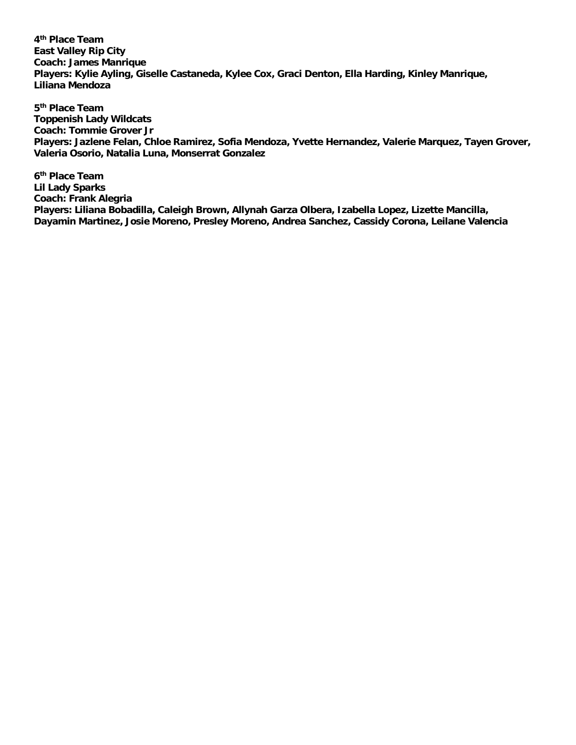**4th Place Team**
**East Valley Rip City**
**Coach: James Manrique**
**Players: Kylie Ayling, Giselle Castaneda, Kylee Cox, Graci Denton, Ella Harding, Kinley Manrique, Liliana Mendoza**

**5th Place Team**
**Toppenish Lady Wildcats**
**Coach: Tommie Grover Jr**
**Players: Jazlene Felan, Chloe Ramirez, Sofia Mendoza, Yvette Hernandez, Valerie Marquez, Tayen Grover, Valeria Osorio, Natalia Luna, Monserrat Gonzalez**

**6th Place Team**
**Lil Lady Sparks**
**Coach: Frank Alegria**
**Players: Liliana Bobadilla, Caleigh Brown, Allynah Garza Olbera, Izabella Lopez, Lizette Mancilla, Dayamin Martinez, Josie Moreno, Presley Moreno, Andrea Sanchez, Cassidy Corona, Leilane Valencia**